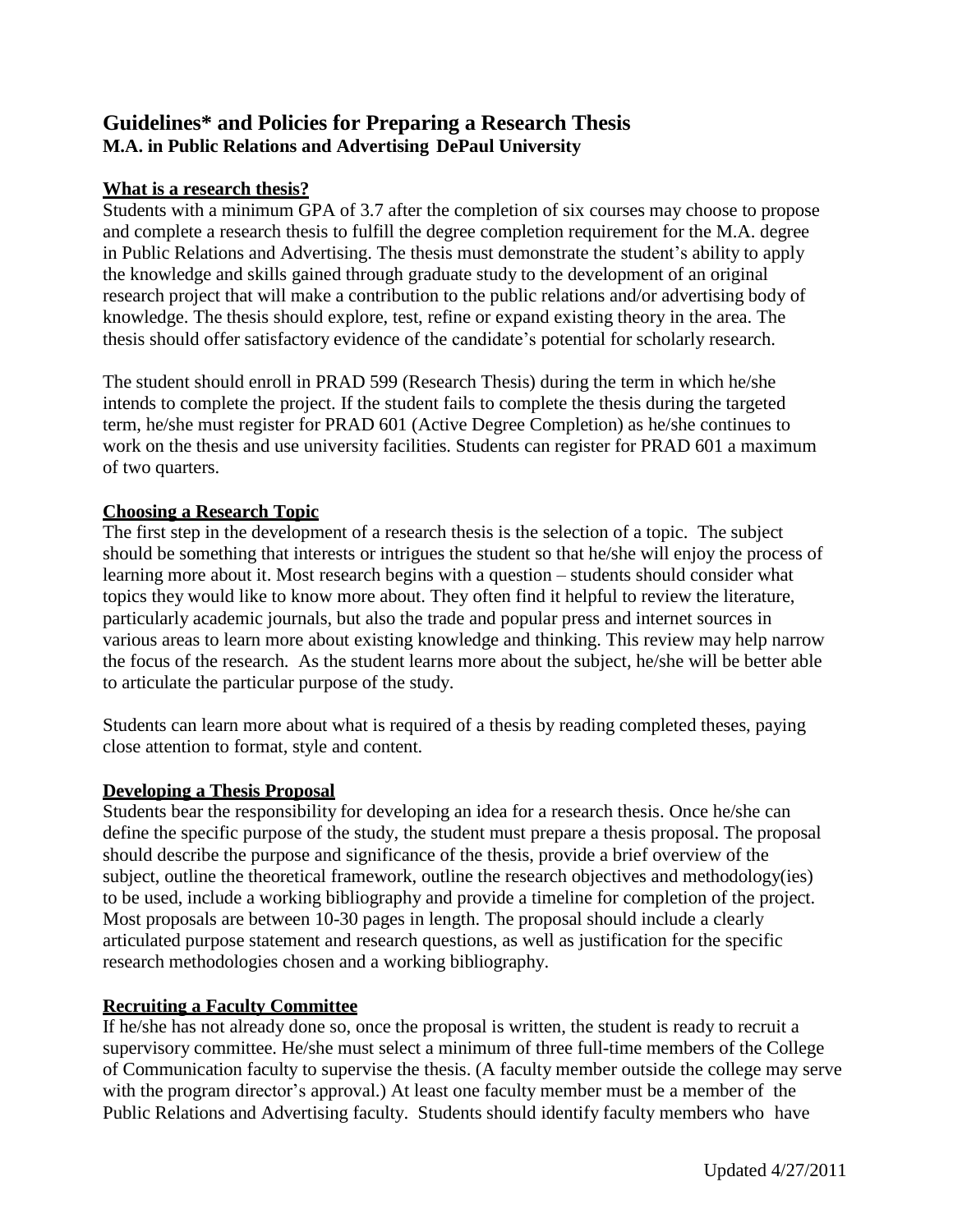# Guidelines* and Policies for Preparing a Research Thesis

**M.A. in Public Relations and Advertising DePaul University**

## What is a research thesis?

Students with a minimum GPA of 3.7 after the completion of six courses may choose to propose and complete a research thesis to fulfill the degree completion requirement for the M.A. degree in Public Relations and Advertising. The thesis must demonstrate the student's ability to apply the knowledge and skills gained through graduate study to the development of an original research project that will make a contribution to the public relations and/or advertising body of knowledge. The thesis should explore, test, refine or expand existing theory in the area. The thesis should offer satisfactory evidence of the candidate's potential for scholarly research.

The student should enroll in PRAD 599 (Research Thesis) during the term in which he/she intends to complete the project. If the student fails to complete the thesis during the targeted term, he/she must register for PRAD 601 (Active Degree Completion) as he/she continues to work on the thesis and use university facilities. Students can register for PRAD 601 a maximum of two quarters.

## Choosing a Research Topic

The first step in the development of a research thesis is the selection of a topic. The subject should be something that interests or intrigues the student so that he/she will enjoy the process of learning more about it. Most research begins with a question – students should consider what topics they would like to know more about. They often find it helpful to review the literature, particularly academic journals, but also the trade and popular press and internet sources in various areas to learn more about existing knowledge and thinking. This review may help narrow the focus of the research. As the student learns more about the subject, he/she will be better able to articulate the particular purpose of the study.

Students can learn more about what is required of a thesis by reading completed theses, paying close attention to format, style and content.

## Developing a Thesis Proposal

Students bear the responsibility for developing an idea for a research thesis. Once he/she can define the specific purpose of the study, the student must prepare a thesis proposal. The proposal should describe the purpose and significance of the thesis, provide a brief overview of the subject, outline the theoretical framework, outline the research objectives and methodology(ies) to be used, include a working bibliography and provide a timeline for completion of the project. Most proposals are between 10-30 pages in length. The proposal should include a clearly articulated purpose statement and research questions, as well as justification for the specific research methodologies chosen and a working bibliography.

## Recruiting a Faculty Committee

If he/she has not already done so, once the proposal is written, the student is ready to recruit a supervisory committee. He/she must select a minimum of three full-time members of the College of Communication faculty to supervise the thesis. (A faculty member outside the college may serve with the program director's approval.) At least one faculty member must be a member of the Public Relations and Advertising faculty. Students should identify faculty members who have

Updated 4/27/2011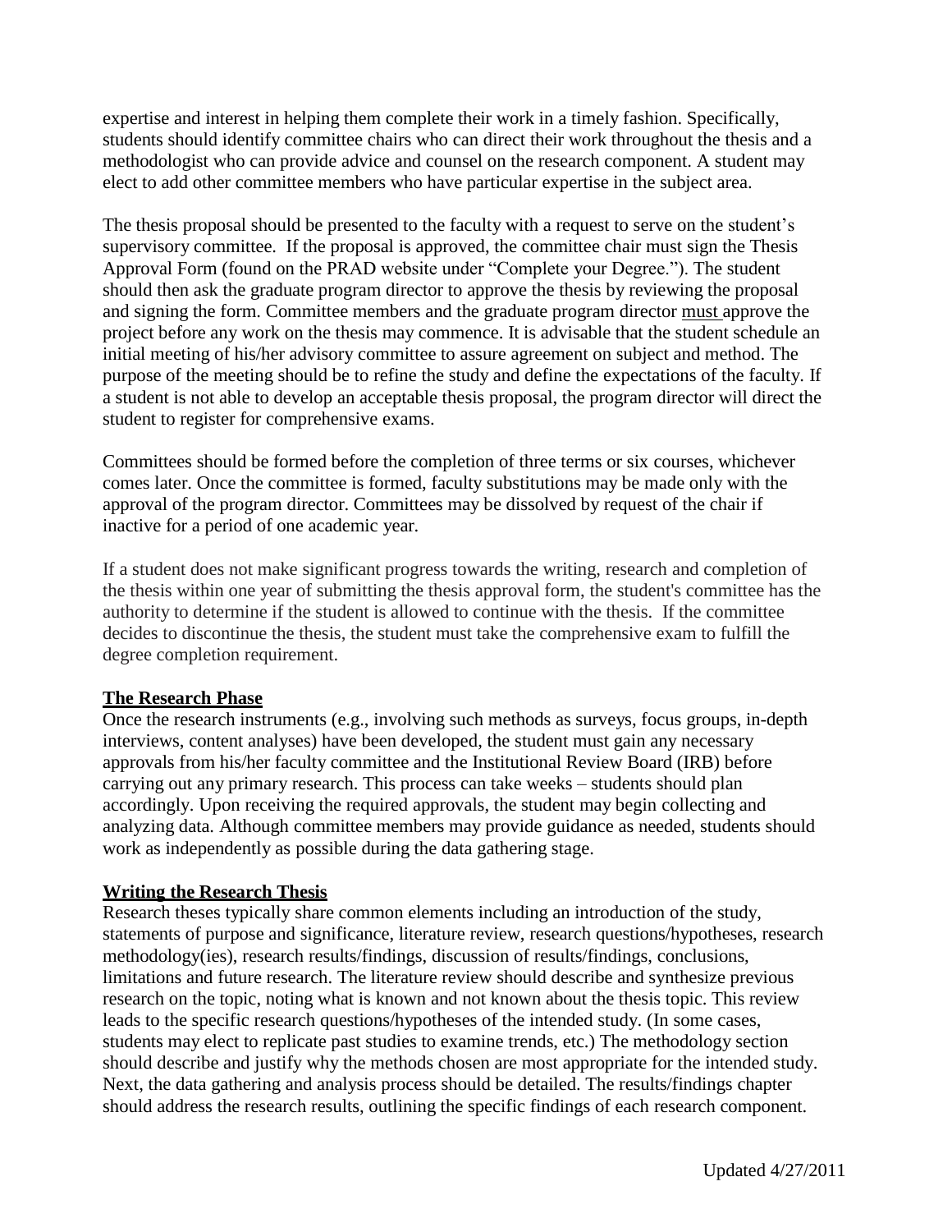expertise and interest in helping them complete their work in a timely fashion. Specifically, students should identify committee chairs who can direct their work throughout the thesis and a methodologist who can provide advice and counsel on the research component. A student may elect to add other committee members who have particular expertise in the subject area.

The thesis proposal should be presented to the faculty with a request to serve on the student's supervisory committee. If the proposal is approved, the committee chair must sign the Thesis Approval Form (found on the PRAD website under "Complete your Degree."). The student should then ask the graduate program director to approve the thesis by reviewing the proposal and signing the form. Committee members and the graduate program director <u>must</u> approve the project before any work on the thesis may commence. It is advisable that the student schedule an initial meeting of his/her advisory committee to assure agreement on subject and method. The purpose of the meeting should be to refine the study and define the expectations of the faculty. If a student is not able to develop an acceptable thesis proposal, the program director will direct the student to register for comprehensive exams.

Committees should be formed before the completion of three terms or six courses, whichever comes later. Once the committee is formed, faculty substitutions may be made only with the approval of the program director. Committees may be dissolved by request of the chair if inactive for a period of one academic year.

If a student does not make significant progress towards the writing, research and completion of the thesis within one year of submitting the thesis approval form, the student's committee has the authority to determine if the student is allowed to continue with the thesis. If the committee decides to discontinue the thesis, the student must take the comprehensive exam to fulfill the degree completion requirement.

## The Research Phase

Once the research instruments (e.g., involving such methods as surveys, focus groups, in-depth interviews, content analyses) have been developed, the student must gain any necessary approvals from his/her faculty committee and the Institutional Review Board (IRB) before carrying out any primary research. This process can take weeks – students should plan accordingly. Upon receiving the required approvals, the student may begin collecting and analyzing data. Although committee members may provide guidance as needed, students should work as independently as possible during the data gathering stage.

## Writing the Research Thesis

Research theses typically share common elements including an introduction of the study, statements of purpose and significance, literature review, research questions/hypotheses, research methodology(ies), research results/findings, discussion of results/findings, conclusions, limitations and future research. The literature review should describe and synthesize previous research on the topic, noting what is known and not known about the thesis topic. This review leads to the specific research questions/hypotheses of the intended study. (In some cases, students may elect to replicate past studies to examine trends, etc.) The methodology section should describe and justify why the methods chosen are most appropriate for the intended study. Next, the data gathering and analysis process should be detailed. The results/findings chapter should address the research results, outlining the specific findings of each research component.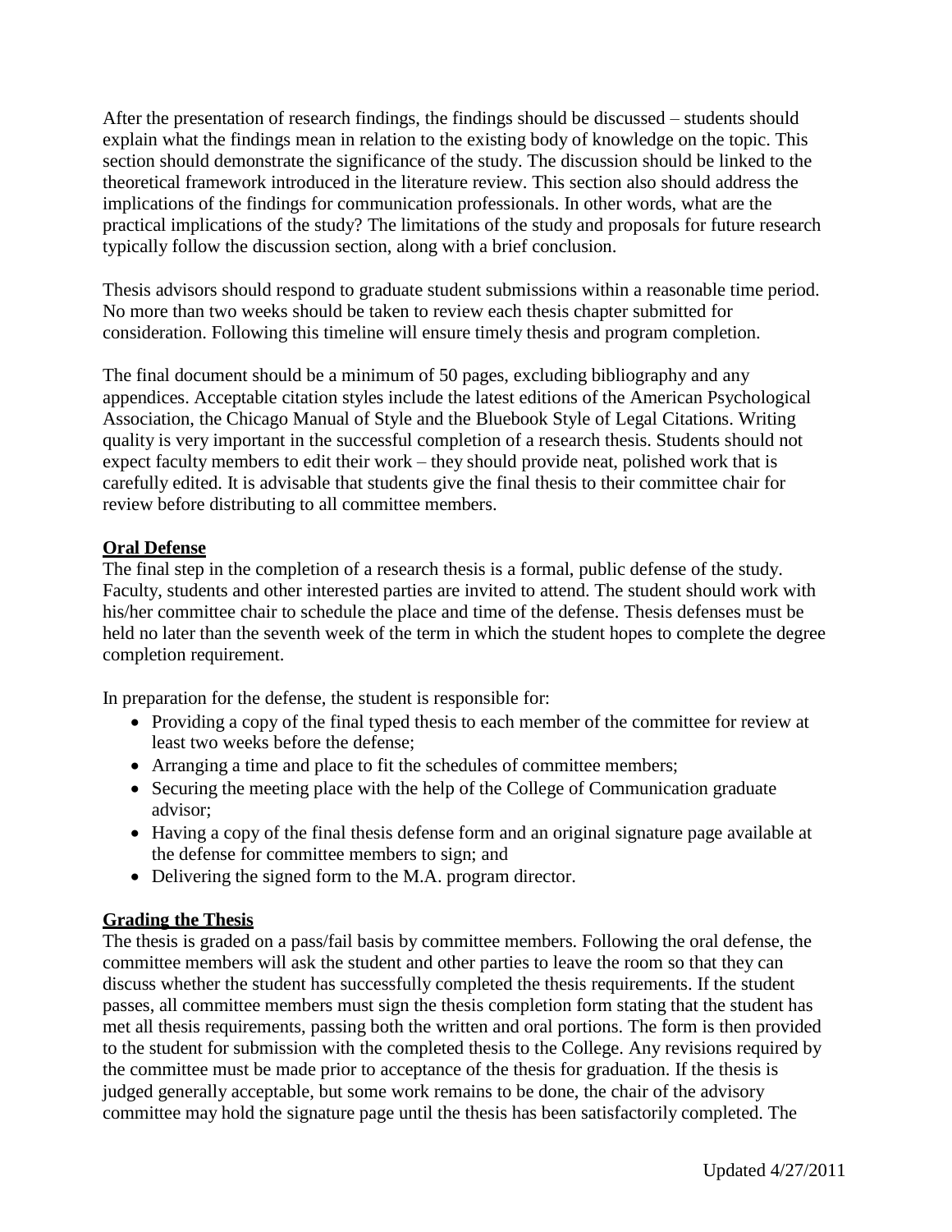After the presentation of research findings, the findings should be discussed – students should explain what the findings mean in relation to the existing body of knowledge on the topic. This section should demonstrate the significance of the study. The discussion should be linked to the theoretical framework introduced in the literature review. This section also should address the implications of the findings for communication professionals. In other words, what are the practical implications of the study? The limitations of the study and proposals for future research typically follow the discussion section, along with a brief conclusion.

Thesis advisors should respond to graduate student submissions within a reasonable time period. No more than two weeks should be taken to review each thesis chapter submitted for consideration. Following this timeline will ensure timely thesis and program completion.

The final document should be a minimum of 50 pages, excluding bibliography and any appendices. Acceptable citation styles include the latest editions of the American Psychological Association, the Chicago Manual of Style and the Bluebook Style of Legal Citations. Writing quality is very important in the successful completion of a research thesis. Students should not expect faculty members to edit their work – they should provide neat, polished work that is carefully edited. It is advisable that students give the final thesis to their committee chair for review before distributing to all committee members.

## Oral Defense

The final step in the completion of a research thesis is a formal, public defense of the study. Faculty, students and other interested parties are invited to attend. The student should work with his/her committee chair to schedule the place and time of the defense. Thesis defenses must be held no later than the seventh week of the term in which the student hopes to complete the degree completion requirement.

In preparation for the defense, the student is responsible for:

- Providing a copy of the final typed thesis to each member of the committee for review at least two weeks before the defense;
- Arranging a time and place to fit the schedules of committee members;
- Securing the meeting place with the help of the College of Communication graduate advisor;
- Having a copy of the final thesis defense form and an original signature page available at the defense for committee members to sign; and
- Delivering the signed form to the M.A. program director.

## Grading the Thesis

The thesis is graded on a pass/fail basis by committee members. Following the oral defense, the committee members will ask the student and other parties to leave the room so that they can discuss whether the student has successfully completed the thesis requirements. If the student passes, all committee members must sign the thesis completion form stating that the student has met all thesis requirements, passing both the written and oral portions. The form is then provided to the student for submission with the completed thesis to the College. Any revisions required by the committee must be made prior to acceptance of the thesis for graduation. If the thesis is judged generally acceptable, but some work remains to be done, the chair of the advisory committee may hold the signature page until the thesis has been satisfactorily completed. The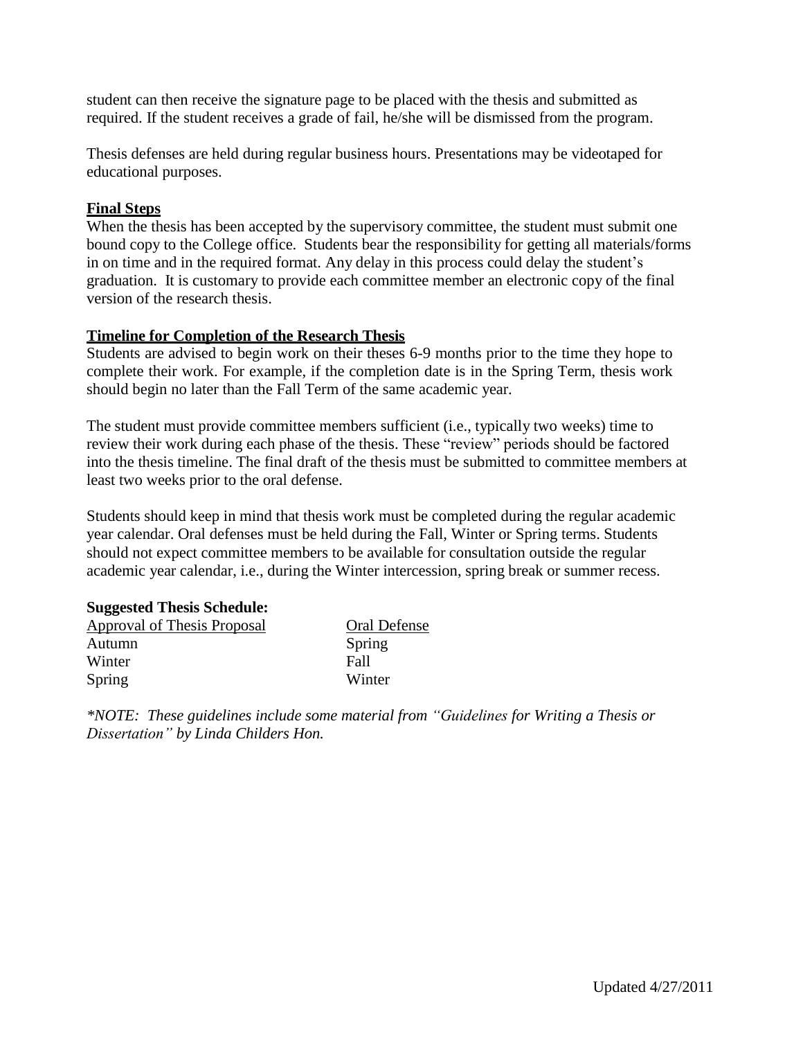student can then receive the signature page to be placed with the thesis and submitted as required. If the student receives a grade of fail, he/she will be dismissed from the program.

Thesis defenses are held during regular business hours. Presentations may be videotaped for educational purposes.

**Final Steps**

When the thesis has been accepted by the supervisory committee, the student must submit one bound copy to the College office. Students bear the responsibility for getting all materials/forms in on time and in the required format. Any delay in this process could delay the student's graduation. It is customary to provide each committee member an electronic copy of the final version of the research thesis.

**Timeline for Completion of the Research Thesis**

Students are advised to begin work on their theses 6-9 months prior to the time they hope to complete their work. For example, if the completion date is in the Spring Term, thesis work should begin no later than the Fall Term of the same academic year.

The student must provide committee members sufficient (i.e., typically two weeks) time to review their work during each phase of the thesis. These "review" periods should be factored into the thesis timeline. The final draft of the thesis must be submitted to committee members at least two weeks prior to the oral defense.

Students should keep in mind that thesis work must be completed during the regular academic year calendar. Oral defenses must be held during the Fall, Winter or Spring terms. Students should not expect committee members to be available for consultation outside the regular academic year calendar, i.e., during the Winter intercession, spring break or summer recess.

**Suggested Thesis Schedule:**

| Approval of Thesis Proposal | Oral Defense |
|---|---|
| Autumn | Spring |
| Winter | Fall |
| Spring | Winter |

*\*NOTE: These guidelines include some material from "Guidelines for Writing a Thesis or Dissertation" by Linda Childers Hon.*

Updated 4/27/2011